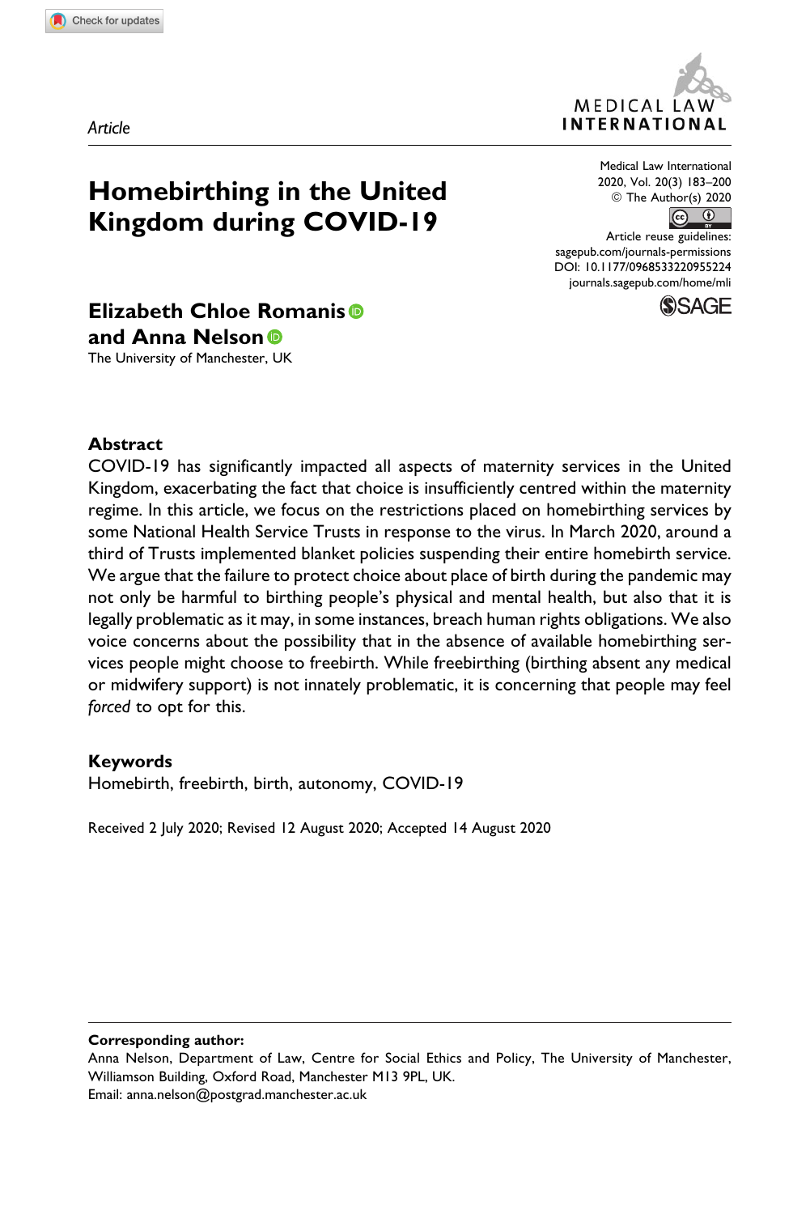Article

# Homebirthing in the United Kingdom during COVID-19

Medical Law International
2020, Vol. 20(3) 183–200
© The Author(s) 2020
Article reuse guidelines:
sagepub.com/journals-permissions
DOI: 10.1177/0968533220955224
journals.sagepub.com/home/mli

**Elizabeth Chloe Romanis and Anna Nelson**
The University of Manchester, UK

## Abstract

COVID-19 has significantly impacted all aspects of maternity services in the United Kingdom, exacerbating the fact that choice is insufficiently centred within the maternity regime. In this article, we focus on the restrictions placed on homebirthing services by some National Health Service Trusts in response to the virus. In March 2020, around a third of Trusts implemented blanket policies suspending their entire homebirth service. We argue that the failure to protect choice about place of birth during the pandemic may not only be harmful to birthing people's physical and mental health, but also that it is legally problematic as it may, in some instances, breach human rights obligations. We also voice concerns about the possibility that in the absence of available homebirthing services people might choose to freebirth. While freebirthing (birthing absent any medical or midwifery support) is not innately problematic, it is concerning that people may feel *forced* to opt for this.

## Keywords

Homebirth, freebirth, birth, autonomy, COVID-19

Received 2 July 2020; Revised 12 August 2020; Accepted 14 August 2020

**Corresponding author:**
Anna Nelson, Department of Law, Centre for Social Ethics and Policy, The University of Manchester, Williamson Building, Oxford Road, Manchester M13 9PL, UK.
Email: anna.nelson@postgrad.manchester.ac.uk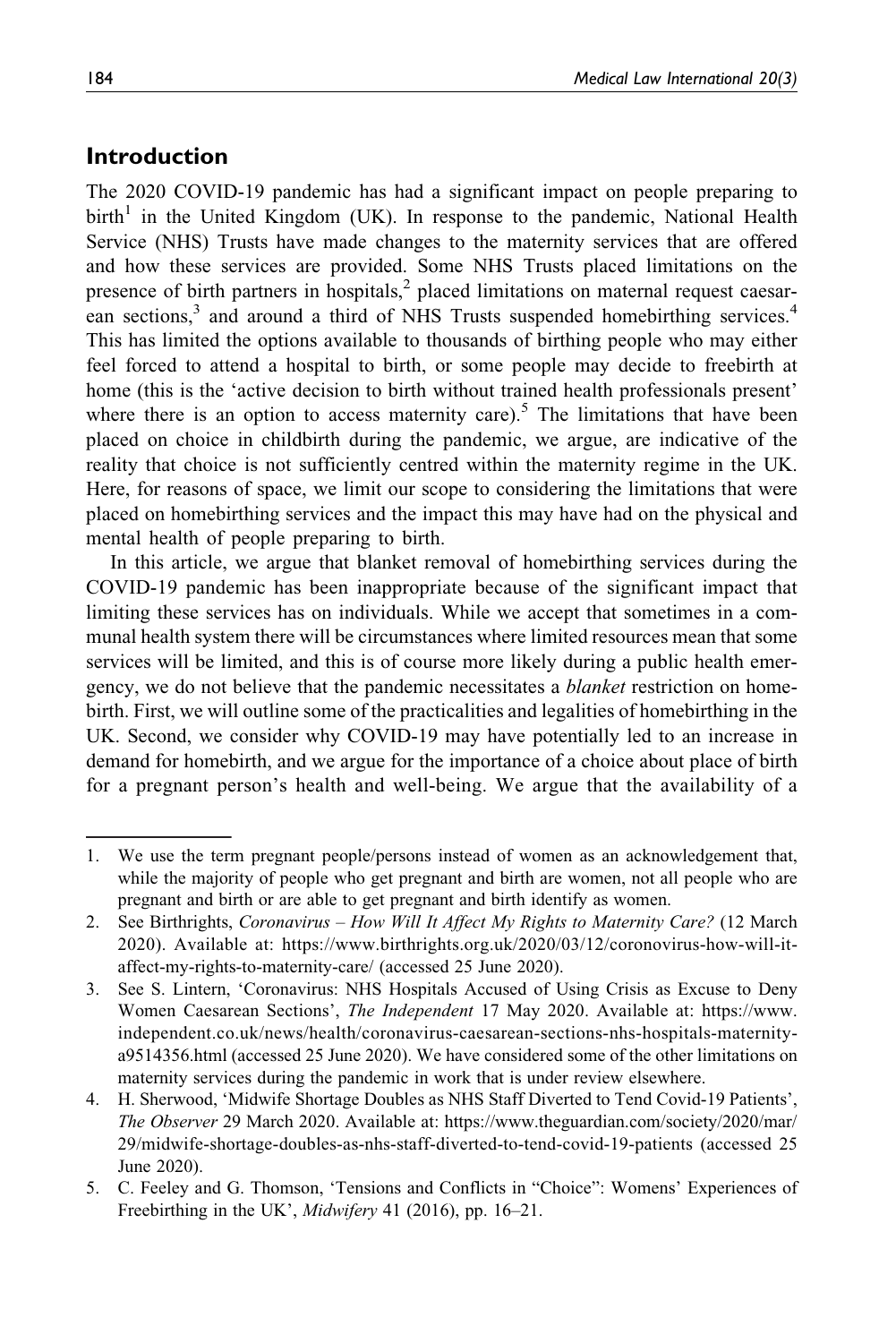## Introduction

The 2020 COVID-19 pandemic has had a significant impact on people preparing to birth[1] in the United Kingdom (UK). In response to the pandemic, National Health Service (NHS) Trusts have made changes to the maternity services that are offered and how these services are provided. Some NHS Trusts placed limitations on the presence of birth partners in hospitals,[2] placed limitations on maternal request caesarean sections,[3] and around a third of NHS Trusts suspended homebirthing services.[4] This has limited the options available to thousands of birthing people who may either feel forced to attend a hospital to birth, or some people may decide to freebirth at home (this is the 'active decision to birth without trained health professionals present' where there is an option to access maternity care).[5] The limitations that have been placed on choice in childbirth during the pandemic, we argue, are indicative of the reality that choice is not sufficiently centred within the maternity regime in the UK. Here, for reasons of space, we limit our scope to considering the limitations that were placed on homebirthing services and the impact this may have had on the physical and mental health of people preparing to birth.

In this article, we argue that blanket removal of homebirthing services during the COVID-19 pandemic has been inappropriate because of the significant impact that limiting these services has on individuals. While we accept that sometimes in a communal health system there will be circumstances where limited resources mean that some services will be limited, and this is of course more likely during a public health emergency, we do not believe that the pandemic necessitates a *blanket* restriction on homebirth. First, we will outline some of the practicalities and legalities of homebirthing in the UK. Second, we consider why COVID-19 may have potentially led to an increase in demand for homebirth, and we argue for the importance of a choice about place of birth for a pregnant person's health and well-being. We argue that the availability of a

---

1. We use the term pregnant people/persons instead of women as an acknowledgement that, while the majority of people who get pregnant and birth are women, not all people who are pregnant and birth or are able to get pregnant and birth identify as women.
2. See Birthrights, *Coronavirus – How Will It Affect My Rights to Maternity Care?* (12 March 2020). Available at: https://www.birthrights.org.uk/2020/03/12/coronovirus-how-will-it-affect-my-rights-to-maternity-care/ (accessed 25 June 2020).
3. See S. Lintern, 'Coronavirus: NHS Hospitals Accused of Using Crisis as Excuse to Deny Women Caesarean Sections', *The Independent* 17 May 2020. Available at: https://www.independent.co.uk/news/health/coronavirus-caesarean-sections-nhs-hospitals-maternity-a9514356.html (accessed 25 June 2020). We have considered some of the other limitations on maternity services during the pandemic in work that is under review elsewhere.
4. H. Sherwood, 'Midwife Shortage Doubles as NHS Staff Diverted to Tend Covid-19 Patients', *The Observer* 29 March 2020. Available at: https://www.theguardian.com/society/2020/mar/29/midwife-shortage-doubles-as-nhs-staff-diverted-to-tend-covid-19-patients (accessed 25 June 2020).
5. C. Feeley and G. Thomson, 'Tensions and Conflicts in "Choice": Womens' Experiences of Freebirthing in the UK', *Midwifery* 41 (2016), pp. 16–21.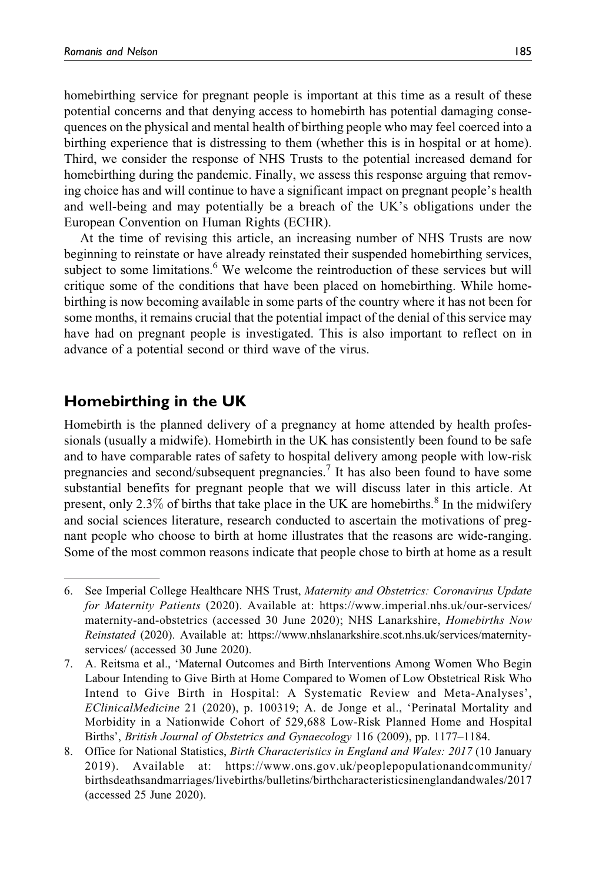homebirthing service for pregnant people is important at this time as a result of these potential concerns and that denying access to homebirth has potential damaging consequences on the physical and mental health of birthing people who may feel coerced into a birthing experience that is distressing to them (whether this is in hospital or at home). Third, we consider the response of NHS Trusts to the potential increased demand for homebirthing during the pandemic. Finally, we assess this response arguing that removing choice has and will continue to have a significant impact on pregnant people's health and well-being and may potentially be a breach of the UK's obligations under the European Convention on Human Rights (ECHR).

At the time of revising this article, an increasing number of NHS Trusts are now beginning to reinstate or have already reinstated their suspended homebirthing services, subject to some limitations.[6] We welcome the reintroduction of these services but will critique some of the conditions that have been placed on homebirthing. While homebirthing is now becoming available in some parts of the country where it has not been for some months, it remains crucial that the potential impact of the denial of this service may have had on pregnant people is investigated. This is also important to reflect on in advance of a potential second or third wave of the virus.

## Homebirthing in the UK

Homebirth is the planned delivery of a pregnancy at home attended by health professionals (usually a midwife). Homebirth in the UK has consistently been found to be safe and to have comparable rates of safety to hospital delivery among people with low-risk pregnancies and second/subsequent pregnancies.[7] It has also been found to have some substantial benefits for pregnant people that we will discuss later in this article. At present, only 2.3% of births that take place in the UK are homebirths.[8] In the midwifery and social sciences literature, research conducted to ascertain the motivations of pregnant people who choose to birth at home illustrates that the reasons are wide-ranging. Some of the most common reasons indicate that people chose to birth at home as a result

---

6. See Imperial College Healthcare NHS Trust, *Maternity and Obstetrics: Coronavirus Update for Maternity Patients* (2020). Available at: https://www.imperial.nhs.uk/our-services/maternity-and-obstetrics (accessed 30 June 2020); NHS Lanarkshire, *Homebirths Now Reinstated* (2020). Available at: https://www.nhslanarkshire.scot.nhs.uk/services/maternity-services/ (accessed 30 June 2020).
7. A. Reitsma et al., 'Maternal Outcomes and Birth Interventions Among Women Who Begin Labour Intending to Give Birth at Home Compared to Women of Low Obstetrical Risk Who Intend to Give Birth in Hospital: A Systematic Review and Meta-Analyses', *EClinicalMedicine* 21 (2020), p. 100319; A. de Jonge et al., 'Perinatal Mortality and Morbidity in a Nationwide Cohort of 529,688 Low-Risk Planned Home and Hospital Births', *British Journal of Obstetrics and Gynaecology* 116 (2009), pp. 1177–1184.
8. Office for National Statistics, *Birth Characteristics in England and Wales: 2017* (10 January 2019). Available at: https://www.ons.gov.uk/peoplepopulationandcommunity/birthsdeathsandmarriages/livebirths/bulletins/birthcharacteristicsinenglandandwales/2017 (accessed 25 June 2020).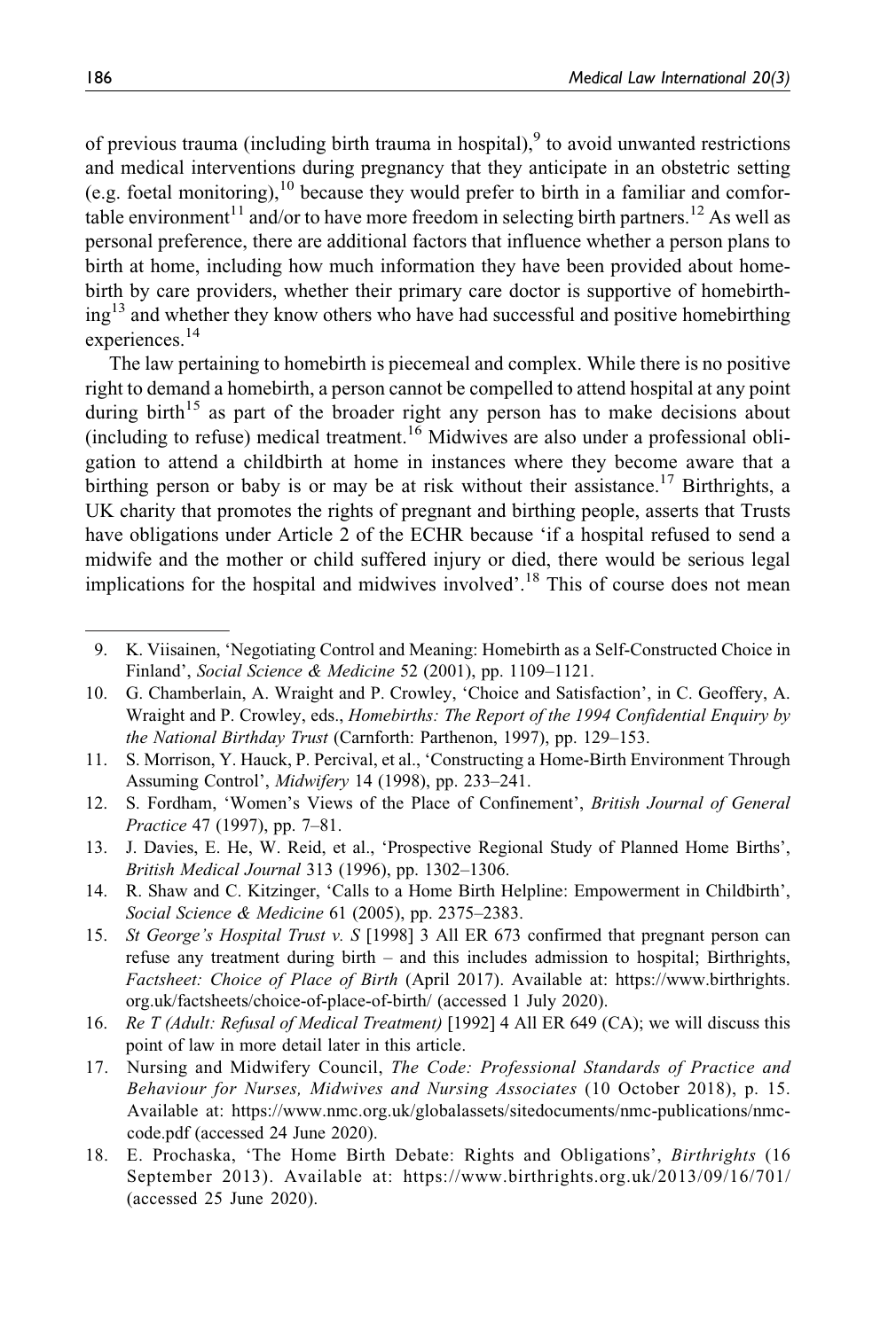of previous trauma (including birth trauma in hospital),[9] to avoid unwanted restrictions and medical interventions during pregnancy that they anticipate in an obstetric setting (e.g. foetal monitoring),[10] because they would prefer to birth in a familiar and comfortable environment[11] and/or to have more freedom in selecting birth partners.[12] As well as personal preference, there are additional factors that influence whether a person plans to birth at home, including how much information they have been provided about homebirth by care providers, whether their primary care doctor is supportive of homebirthing[13] and whether they know others who have had successful and positive homebirthing experiences.[14]

The law pertaining to homebirth is piecemeal and complex. While there is no positive right to demand a homebirth, a person cannot be compelled to attend hospital at any point during birth[15] as part of the broader right any person has to make decisions about (including to refuse) medical treatment.[16] Midwives are also under a professional obligation to attend a childbirth at home in instances where they become aware that a birthing person or baby is or may be at risk without their assistance.[17] Birthrights, a UK charity that promotes the rights of pregnant and birthing people, asserts that Trusts have obligations under Article 2 of the ECHR because 'if a hospital refused to send a midwife and the mother or child suffered injury or died, there would be serious legal implications for the hospital and midwives involved'.[18] This of course does not mean

9. K. Viisainen, 'Negotiating Control and Meaning: Homebirth as a Self-Constructed Choice in Finland', *Social Science & Medicine* 52 (2001), pp. 1109–1121.
10. G. Chamberlain, A. Wraight and P. Crowley, 'Choice and Satisfaction', in C. Geoffery, A. Wraight and P. Crowley, eds., *Homebirths: The Report of the 1994 Confidential Enquiry by the National Birthday Trust* (Carnforth: Parthenon, 1997), pp. 129–153.
11. S. Morrison, Y. Hauck, P. Percival, et al., 'Constructing a Home-Birth Environment Through Assuming Control', *Midwifery* 14 (1998), pp. 233–241.
12. S. Fordham, 'Women's Views of the Place of Confinement', *British Journal of General Practice* 47 (1997), pp. 7–81.
13. J. Davies, E. He, W. Reid, et al., 'Prospective Regional Study of Planned Home Births', *British Medical Journal* 313 (1996), pp. 1302–1306.
14. R. Shaw and C. Kitzinger, 'Calls to a Home Birth Helpline: Empowerment in Childbirth', *Social Science & Medicine* 61 (2005), pp. 2375–2383.
15. *St George's Hospital Trust v. S* [1998] 3 All ER 673 confirmed that pregnant person can refuse any treatment during birth – and this includes admission to hospital; Birthrights, *Factsheet: Choice of Place of Birth* (April 2017). Available at: https://www.birthrights.org.uk/factsheets/choice-of-place-of-birth/ (accessed 1 July 2020).
16. *Re T (Adult: Refusal of Medical Treatment)* [1992] 4 All ER 649 (CA); we will discuss this point of law in more detail later in this article.
17. Nursing and Midwifery Council, *The Code: Professional Standards of Practice and Behaviour for Nurses, Midwives and Nursing Associates* (10 October 2018), p. 15. Available at: https://www.nmc.org.uk/globalassets/sitedocuments/nmc-publications/nmc-code.pdf (accessed 24 June 2020).
18. E. Prochaska, 'The Home Birth Debate: Rights and Obligations', *Birthrights* (16 September 2013). Available at: https://www.birthrights.org.uk/2013/09/16/701/ (accessed 25 June 2020).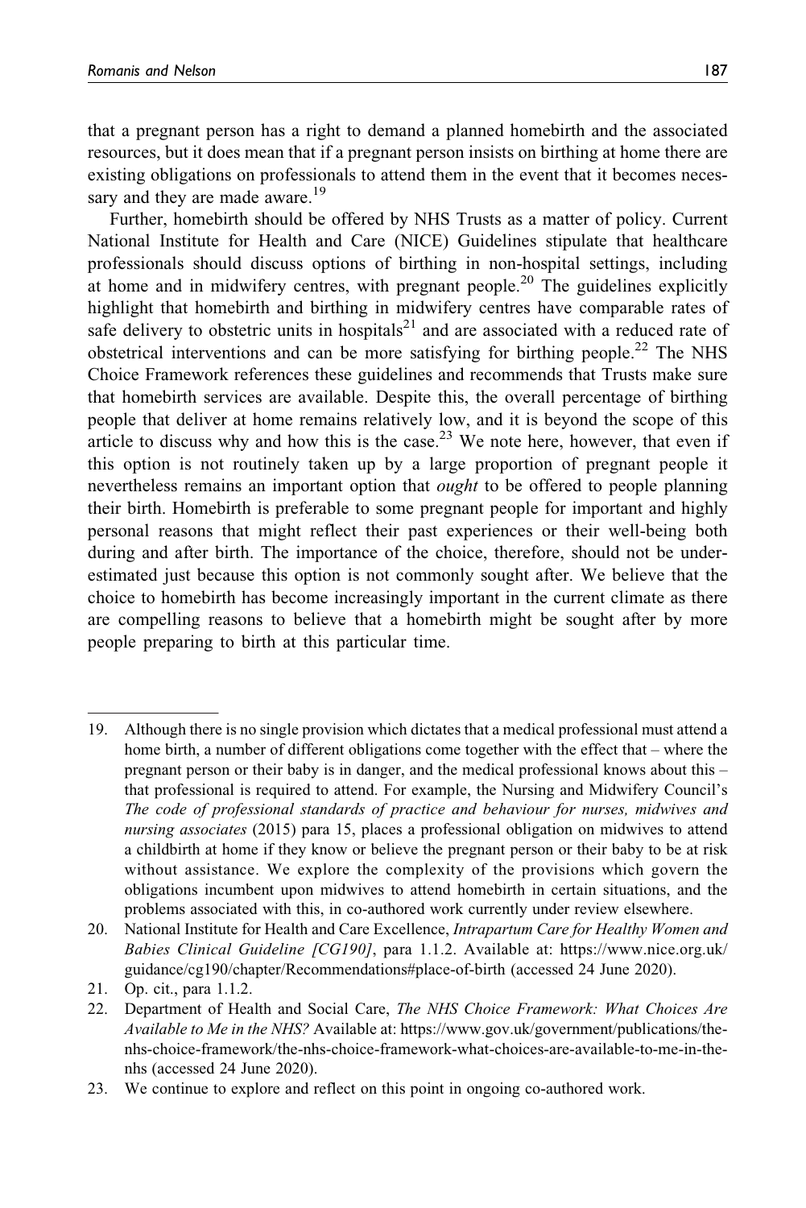that a pregnant person has a right to demand a planned homebirth and the associated resources, but it does mean that if a pregnant person insists on birthing at home there are existing obligations on professionals to attend them in the event that it becomes necessary and they are made aware.[19]

Further, homebirth should be offered by NHS Trusts as a matter of policy. Current National Institute for Health and Care (NICE) Guidelines stipulate that healthcare professionals should discuss options of birthing in non-hospital settings, including at home and in midwifery centres, with pregnant people.[20] The guidelines explicitly highlight that homebirth and birthing in midwifery centres have comparable rates of safe delivery to obstetric units in hospitals[21] and are associated with a reduced rate of obstetrical interventions and can be more satisfying for birthing people.[22] The NHS Choice Framework references these guidelines and recommends that Trusts make sure that homebirth services are available. Despite this, the overall percentage of birthing people that deliver at home remains relatively low, and it is beyond the scope of this article to discuss why and how this is the case.[23] We note here, however, that even if this option is not routinely taken up by a large proportion of pregnant people it nevertheless remains an important option that *ought* to be offered to people planning their birth. Homebirth is preferable to some pregnant people for important and highly personal reasons that might reflect their past experiences or their well-being both during and after birth. The importance of the choice, therefore, should not be underestimated just because this option is not commonly sought after. We believe that the choice to homebirth has become increasingly important in the current climate as there are compelling reasons to believe that a homebirth might be sought after by more people preparing to birth at this particular time.

---

19. Although there is no single provision which dictates that a medical professional must attend a home birth, a number of different obligations come together with the effect that – where the pregnant person or their baby is in danger, and the medical professional knows about this – that professional is required to attend. For example, the Nursing and Midwifery Council's *The code of professional standards of practice and behaviour for nurses, midwives and nursing associates* (2015) para 15, places a professional obligation on midwives to attend a childbirth at home if they know or believe the pregnant person or their baby to be at risk without assistance. We explore the complexity of the provisions which govern the obligations incumbent upon midwives to attend homebirth in certain situations, and the problems associated with this, in co-authored work currently under review elsewhere.
20. National Institute for Health and Care Excellence, *Intrapartum Care for Healthy Women and Babies Clinical Guideline [CG190]*, para 1.1.2. Available at: https://www.nice.org.uk/guidance/cg190/chapter/Recommendations#place-of-birth (accessed 24 June 2020).
21. Op. cit., para 1.1.2.
22. Department of Health and Social Care, *The NHS Choice Framework: What Choices Are Available to Me in the NHS?* Available at: https://www.gov.uk/government/publications/the-nhs-choice-framework/the-nhs-choice-framework-what-choices-are-available-to-me-in-the-nhs (accessed 24 June 2020).
23. We continue to explore and reflect on this point in ongoing co-authored work.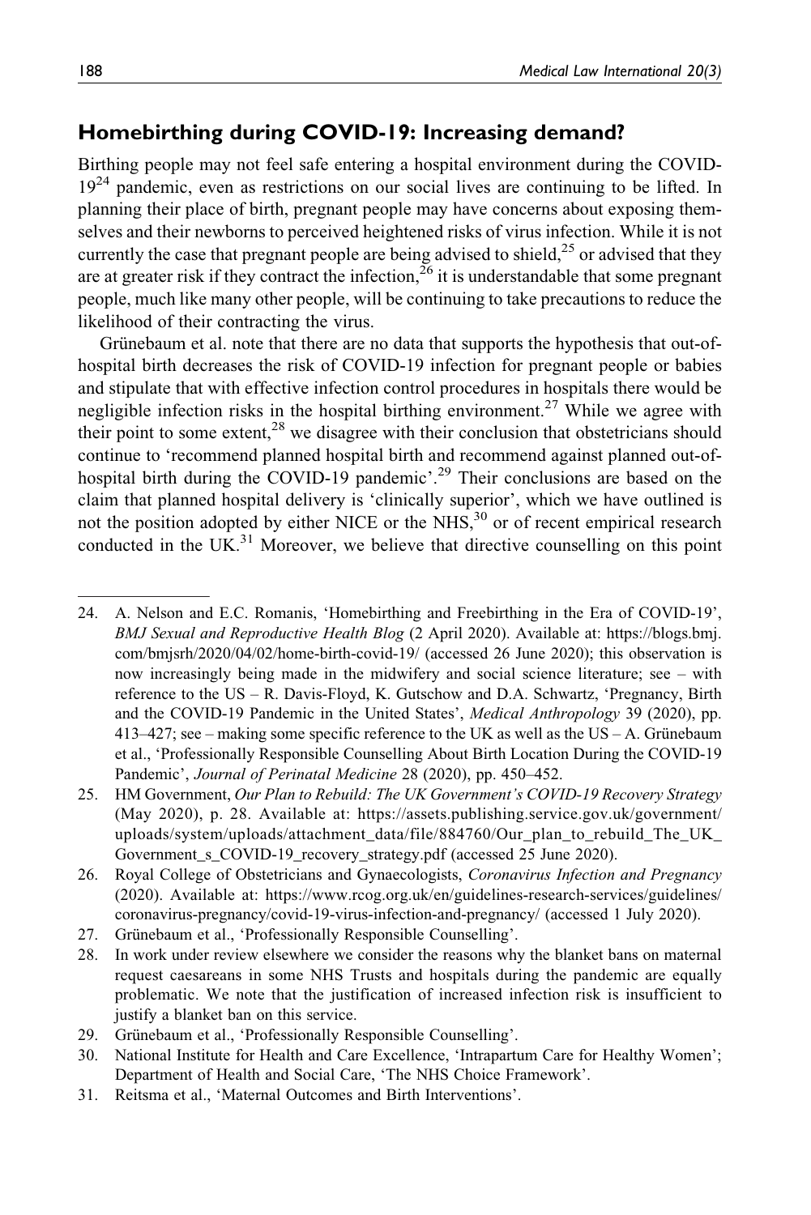## Homebirthing during COVID-19: Increasing demand?

Birthing people may not feel safe entering a hospital environment during the COVID-19[24] pandemic, even as restrictions on our social lives are continuing to be lifted. In planning their place of birth, pregnant people may have concerns about exposing themselves and their newborns to perceived heightened risks of virus infection. While it is not currently the case that pregnant people are being advised to shield,[25] or advised that they are at greater risk if they contract the infection,[26] it is understandable that some pregnant people, much like many other people, will be continuing to take precautions to reduce the likelihood of their contracting the virus.

Grünebaum et al. note that there are no data that supports the hypothesis that out-of-hospital birth decreases the risk of COVID-19 infection for pregnant people or babies and stipulate that with effective infection control procedures in hospitals there would be negligible infection risks in the hospital birthing environment.[27] While we agree with their point to some extent,[28] we disagree with their conclusion that obstetricians should continue to 'recommend planned hospital birth and recommend against planned out-of-hospital birth during the COVID-19 pandemic'.[29] Their conclusions are based on the claim that planned hospital delivery is 'clinically superior', which we have outlined is not the position adopted by either NICE or the NHS,[30] or of recent empirical research conducted in the UK.[31] Moreover, we believe that directive counselling on this point

---

24. A. Nelson and E.C. Romanis, 'Homebirthing and Freebirthing in the Era of COVID-19', *BMJ Sexual and Reproductive Health Blog* (2 April 2020). Available at: https://blogs.bmj.com/bmjsrh/2020/04/02/home-birth-covid-19/ (accessed 26 June 2020); this observation is now increasingly being made in the midwifery and social science literature; see – with reference to the US – R. Davis-Floyd, K. Gutschow and D.A. Schwartz, 'Pregnancy, Birth and the COVID-19 Pandemic in the United States', *Medical Anthropology* 39 (2020), pp. 413–427; see – making some specific reference to the UK as well as the US – A. Grünebaum et al., 'Professionally Responsible Counselling About Birth Location During the COVID-19 Pandemic', *Journal of Perinatal Medicine* 28 (2020), pp. 450–452.
25. HM Government, *Our Plan to Rebuild: The UK Government's COVID-19 Recovery Strategy* (May 2020), p. 28. Available at: https://assets.publishing.service.gov.uk/government/uploads/system/uploads/attachment_data/file/884760/Our_plan_to_rebuild_The_UK_Government_s_COVID-19_recovery_strategy.pdf (accessed 25 June 2020).
26. Royal College of Obstetricians and Gynaecologists, *Coronavirus Infection and Pregnancy* (2020). Available at: https://www.rcog.org.uk/en/guidelines-research-services/guidelines/coronavirus-pregnancy/covid-19-virus-infection-and-pregnancy/ (accessed 1 July 2020).
27. Grünebaum et al., 'Professionally Responsible Counselling'.
28. In work under review elsewhere we consider the reasons why the blanket bans on maternal request caesareans in some NHS Trusts and hospitals during the pandemic are equally problematic. We note that the justification of increased infection risk is insufficient to justify a blanket ban on this service.
29. Grünebaum et al., 'Professionally Responsible Counselling'.
30. National Institute for Health and Care Excellence, 'Intrapartum Care for Healthy Women'; Department of Health and Social Care, 'The NHS Choice Framework'.
31. Reitsma et al., 'Maternal Outcomes and Birth Interventions'.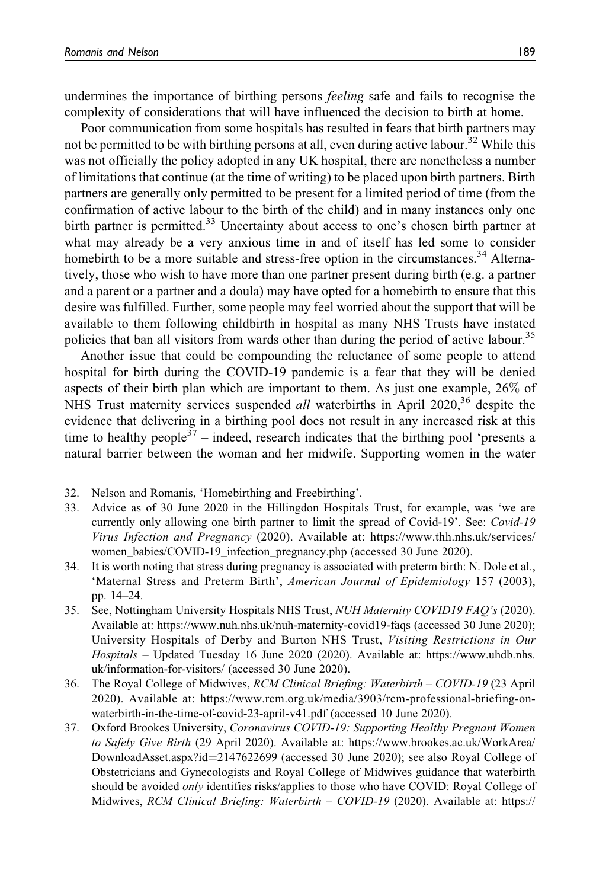undermines the importance of birthing persons *feeling* safe and fails to recognise the complexity of considerations that will have influenced the decision to birth at home.

Poor communication from some hospitals has resulted in fears that birth partners may not be permitted to be with birthing persons at all, even during active labour.[32] While this was not officially the policy adopted in any UK hospital, there are nonetheless a number of limitations that continue (at the time of writing) to be placed upon birth partners. Birth partners are generally only permitted to be present for a limited period of time (from the confirmation of active labour to the birth of the child) and in many instances only one birth partner is permitted.[33] Uncertainty about access to one's chosen birth partner at what may already be a very anxious time in and of itself has led some to consider homebirth to be a more suitable and stress-free option in the circumstances.[34] Alternatively, those who wish to have more than one partner present during birth (e.g. a partner and a parent or a partner and a doula) may have opted for a homebirth to ensure that this desire was fulfilled. Further, some people may feel worried about the support that will be available to them following childbirth in hospital as many NHS Trusts have instated policies that ban all visitors from wards other than during the period of active labour.[35]

Another issue that could be compounding the reluctance of some people to attend hospital for birth during the COVID-19 pandemic is a fear that they will be denied aspects of their birth plan which are important to them. As just one example, 26% of NHS Trust maternity services suspended *all* waterbirths in April 2020,[36] despite the evidence that delivering in a birthing pool does not result in any increased risk at this time to healthy people[37] – indeed, research indicates that the birthing pool 'presents a natural barrier between the woman and her midwife. Supporting women in the water

32. Nelson and Romanis, 'Homebirthing and Freebirthing'.
33. Advice as of 30 June 2020 in the Hillingdon Hospitals Trust, for example, was 'we are currently only allowing one birth partner to limit the spread of Covid-19'. See: *Covid-19 Virus Infection and Pregnancy* (2020). Available at: https://www.thh.nhs.uk/services/women_babies/COVID-19_infection_pregnancy.php (accessed 30 June 2020).
34. It is worth noting that stress during pregnancy is associated with preterm birth: N. Dole et al., 'Maternal Stress and Preterm Birth', *American Journal of Epidemiology* 157 (2003), pp. 14–24.
35. See, Nottingham University Hospitals NHS Trust, *NUH Maternity COVID19 FAQ's* (2020). Available at: https://www.nuh.nhs.uk/nuh-maternity-covid19-faqs (accessed 30 June 2020); University Hospitals of Derby and Burton NHS Trust, *Visiting Restrictions in Our Hospitals* – Updated Tuesday 16 June 2020 (2020). Available at: https://www.uhdb.nhs.uk/information-for-visitors/ (accessed 30 June 2020).
36. The Royal College of Midwives, *RCM Clinical Briefing: Waterbirth – COVID-19* (23 April 2020). Available at: https://www.rcm.org.uk/media/3903/rcm-professional-briefing-on-waterbirth-in-the-time-of-covid-23-april-v41.pdf (accessed 10 June 2020).
37. Oxford Brookes University, *Coronavirus COVID-19: Supporting Healthy Pregnant Women to Safely Give Birth* (29 April 2020). Available at: https://www.brookes.ac.uk/WorkArea/DownloadAsset.aspx?id=2147622699 (accessed 30 June 2020); see also Royal College of Obstetricians and Gynecologists and Royal College of Midwives guidance that waterbirth should be avoided *only* identifies risks/applies to those who have COVID: Royal College of Midwives, *RCM Clinical Briefing: Waterbirth – COVID-19* (2020). Available at: https://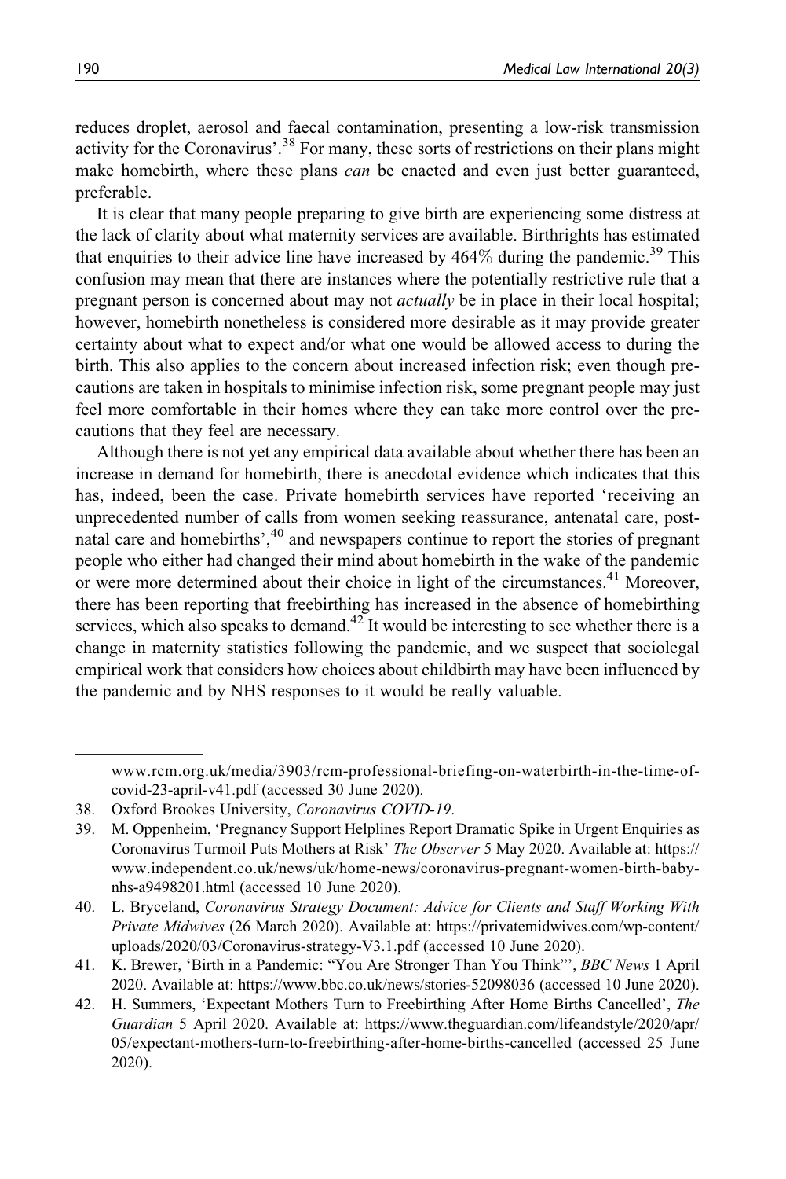reduces droplet, aerosol and faecal contamination, presenting a low-risk transmission activity for the Coronavirus'.[38] For many, these sorts of restrictions on their plans might make homebirth, where these plans *can* be enacted and even just better guaranteed, preferable.

It is clear that many people preparing to give birth are experiencing some distress at the lack of clarity about what maternity services are available. Birthrights has estimated that enquiries to their advice line have increased by 464% during the pandemic.[39] This confusion may mean that there are instances where the potentially restrictive rule that a pregnant person is concerned about may not *actually* be in place in their local hospital; however, homebirth nonetheless is considered more desirable as it may provide greater certainty about what to expect and/or what one would be allowed access to during the birth. This also applies to the concern about increased infection risk; even though precautions are taken in hospitals to minimise infection risk, some pregnant people may just feel more comfortable in their homes where they can take more control over the precautions that they feel are necessary.

Although there is not yet any empirical data available about whether there has been an increase in demand for homebirth, there is anecdotal evidence which indicates that this has, indeed, been the case. Private homebirth services have reported 'receiving an unprecedented number of calls from women seeking reassurance, antenatal care, postnatal care and homebirths',[40] and newspapers continue to report the stories of pregnant people who either had changed their mind about homebirth in the wake of the pandemic or were more determined about their choice in light of the circumstances.[41] Moreover, there has been reporting that freebirthing has increased in the absence of homebirthing services, which also speaks to demand.[42] It would be interesting to see whether there is a change in maternity statistics following the pandemic, and we suspect that sociolegal empirical work that considers how choices about childbirth may have been influenced by the pandemic and by NHS responses to it would be really valuable.

---

www.rcm.org.uk/media/3903/rcm-professional-briefing-on-waterbirth-in-the-time-of-covid-23-april-v41.pdf (accessed 30 June 2020).

38. Oxford Brookes University, *Coronavirus COVID-19*.
39. M. Oppenheim, 'Pregnancy Support Helplines Report Dramatic Spike in Urgent Enquiries as Coronavirus Turmoil Puts Mothers at Risk' *The Observer* 5 May 2020. Available at: https://www.independent.co.uk/news/uk/home-news/coronavirus-pregnant-women-birth-baby-nhs-a9498201.html (accessed 10 June 2020).
40. L. Bryceland, *Coronavirus Strategy Document: Advice for Clients and Staff Working With Private Midwives* (26 March 2020). Available at: https://privatemidwives.com/wp-content/uploads/2020/03/Coronavirus-strategy-V3.1.pdf (accessed 10 June 2020).
41. K. Brewer, 'Birth in a Pandemic: "You Are Stronger Than You Think"', *BBC News* 1 April 2020. Available at: https://www.bbc.co.uk/news/stories-52098036 (accessed 10 June 2020).
42. H. Summers, 'Expectant Mothers Turn to Freebirthing After Home Births Cancelled', *The Guardian* 5 April 2020. Available at: https://www.theguardian.com/lifeandstyle/2020/apr/05/expectant-mothers-turn-to-freebirthing-after-home-births-cancelled (accessed 25 June 2020).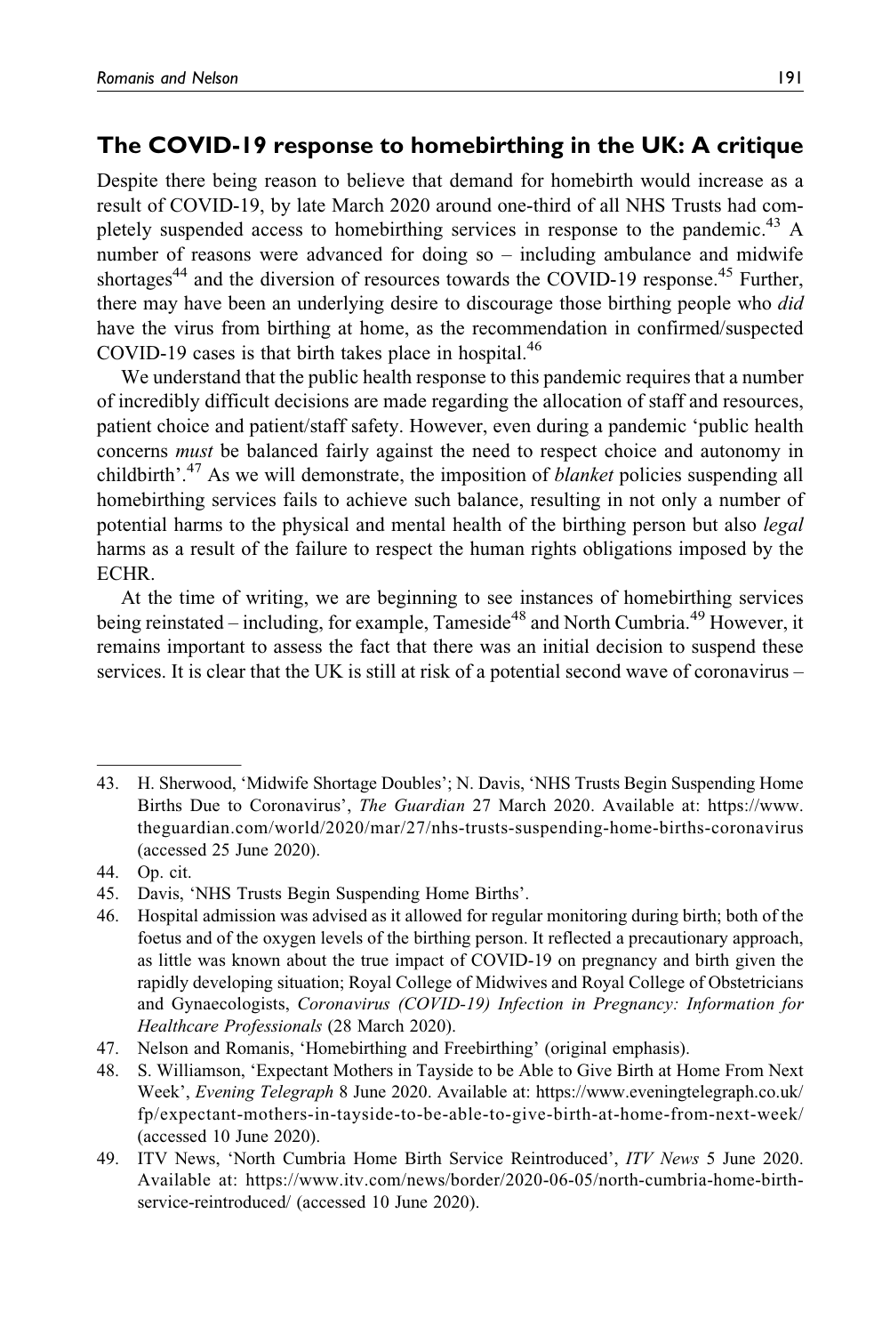## The COVID-19 response to homebirthing in the UK: A critique

Despite there being reason to believe that demand for homebirth would increase as a result of COVID-19, by late March 2020 around one-third of all NHS Trusts had completely suspended access to homebirthing services in response to the pandemic.[43] A number of reasons were advanced for doing so – including ambulance and midwife shortages[44] and the diversion of resources towards the COVID-19 response.[45] Further, there may have been an underlying desire to discourage those birthing people who *did* have the virus from birthing at home, as the recommendation in confirmed/suspected COVID-19 cases is that birth takes place in hospital.[46]

We understand that the public health response to this pandemic requires that a number of incredibly difficult decisions are made regarding the allocation of staff and resources, patient choice and patient/staff safety. However, even during a pandemic 'public health concerns *must* be balanced fairly against the need to respect choice and autonomy in childbirth'.[47] As we will demonstrate, the imposition of *blanket* policies suspending all homebirthing services fails to achieve such balance, resulting in not only a number of potential harms to the physical and mental health of the birthing person but also *legal* harms as a result of the failure to respect the human rights obligations imposed by the ECHR.

At the time of writing, we are beginning to see instances of homebirthing services being reinstated – including, for example, Tameside[48] and North Cumbria.[49] However, it remains important to assess the fact that there was an initial decision to suspend these services. It is clear that the UK is still at risk of a potential second wave of coronavirus –

---

43. H. Sherwood, 'Midwife Shortage Doubles'; N. Davis, 'NHS Trusts Begin Suspending Home Births Due to Coronavirus', *The Guardian* 27 March 2020. Available at: https://www.theguardian.com/world/2020/mar/27/nhs-trusts-suspending-home-births-coronavirus (accessed 25 June 2020).
44. Op. cit.
45. Davis, 'NHS Trusts Begin Suspending Home Births'.
46. Hospital admission was advised as it allowed for regular monitoring during birth; both of the foetus and of the oxygen levels of the birthing person. It reflected a precautionary approach, as little was known about the true impact of COVID-19 on pregnancy and birth given the rapidly developing situation; Royal College of Midwives and Royal College of Obstetricians and Gynaecologists, *Coronavirus (COVID-19) Infection in Pregnancy: Information for Healthcare Professionals* (28 March 2020).
47. Nelson and Romanis, 'Homebirthing and Freebirthing' (original emphasis).
48. S. Williamson, 'Expectant Mothers in Tayside to be Able to Give Birth at Home From Next Week', *Evening Telegraph* 8 June 2020. Available at: https://www.eveningtelegraph.co.uk/fp/expectant-mothers-in-tayside-to-be-able-to-give-birth-at-home-from-next-week/ (accessed 10 June 2020).
49. ITV News, 'North Cumbria Home Birth Service Reintroduced', *ITV News* 5 June 2020. Available at: https://www.itv.com/news/border/2020-06-05/north-cumbria-home-birth-service-reintroduced/ (accessed 10 June 2020).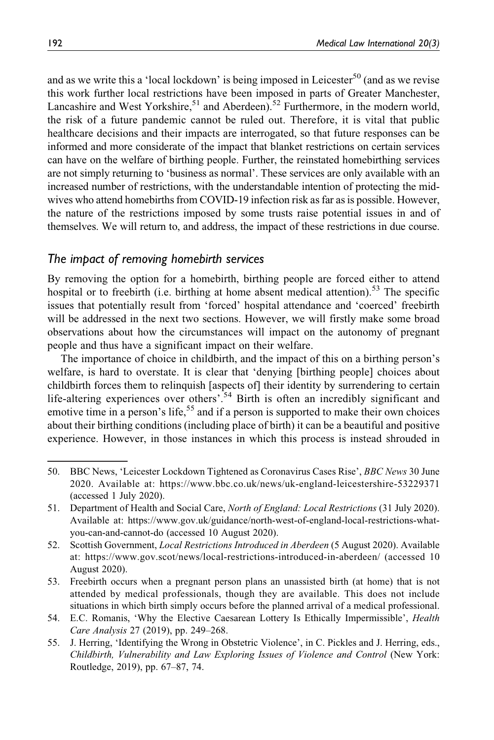and as we write this a 'local lockdown' is being imposed in Leicester[50] (and as we revise this work further local restrictions have been imposed in parts of Greater Manchester, Lancashire and West Yorkshire,[51] and Aberdeen).[52] Furthermore, in the modern world, the risk of a future pandemic cannot be ruled out. Therefore, it is vital that public healthcare decisions and their impacts are interrogated, so that future responses can be informed and more considerate of the impact that blanket restrictions on certain services can have on the welfare of birthing people. Further, the reinstated homebirthing services are not simply returning to 'business as normal'. These services are only available with an increased number of restrictions, with the understandable intention of protecting the midwives who attend homebirths from COVID-19 infection risk as far as is possible. However, the nature of the restrictions imposed by some trusts raise potential issues in and of themselves. We will return to, and address, the impact of these restrictions in due course.

## *The impact of removing homebirth services*

By removing the option for a homebirth, birthing people are forced either to attend hospital or to freebirth (i.e. birthing at home absent medical attention).[53] The specific issues that potentially result from 'forced' hospital attendance and 'coerced' freebirth will be addressed in the next two sections. However, we will firstly make some broad observations about how the circumstances will impact on the autonomy of pregnant people and thus have a significant impact on their welfare.

The importance of choice in childbirth, and the impact of this on a birthing person's welfare, is hard to overstate. It is clear that 'denying [birthing people] choices about childbirth forces them to relinquish [aspects of] their identity by surrendering to certain life-altering experiences over others'.[54] Birth is often an incredibly significant and emotive time in a person's life,[55] and if a person is supported to make their own choices about their birthing conditions (including place of birth) it can be a beautiful and positive experience. However, in those instances in which this process is instead shrouded in

---

50. BBC News, 'Leicester Lockdown Tightened as Coronavirus Cases Rise', *BBC News* 30 June 2020. Available at: https://www.bbc.co.uk/news/uk-england-leicestershire-53229371 (accessed 1 July 2020).
51. Department of Health and Social Care, *North of England: Local Restrictions* (31 July 2020). Available at: https://www.gov.uk/guidance/north-west-of-england-local-restrictions-what-you-can-and-cannot-do (accessed 10 August 2020).
52. Scottish Government, *Local Restrictions Introduced in Aberdeen* (5 August 2020). Available at: https://www.gov.scot/news/local-restrictions-introduced-in-aberdeen/ (accessed 10 August 2020).
53. Freebirth occurs when a pregnant person plans an unassisted birth (at home) that is not attended by medical professionals, though they are available. This does not include situations in which birth simply occurs before the planned arrival of a medical professional.
54. E.C. Romanis, 'Why the Elective Caesarean Lottery Is Ethically Impermissible', *Health Care Analysis* 27 (2019), pp. 249–268.
55. J. Herring, 'Identifying the Wrong in Obstetric Violence', in C. Pickles and J. Herring, eds., *Childbirth, Vulnerability and Law Exploring Issues of Violence and Control* (New York: Routledge, 2019), pp. 67–87, 74.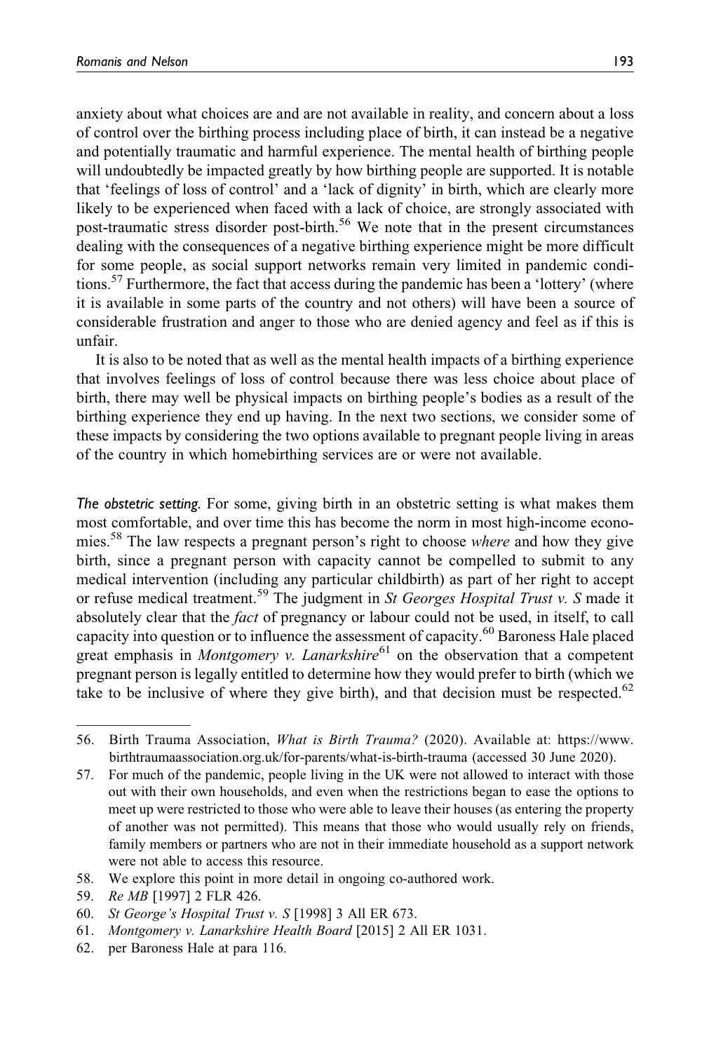anxiety about what choices are and are not available in reality, and concern about a loss of control over the birthing process including place of birth, it can instead be a negative and potentially traumatic and harmful experience. The mental health of birthing people will undoubtedly be impacted greatly by how birthing people are supported. It is notable that 'feelings of loss of control' and a 'lack of dignity' in birth, which are clearly more likely to be experienced when faced with a lack of choice, are strongly associated with post-traumatic stress disorder post-birth.[56] We note that in the present circumstances dealing with the consequences of a negative birthing experience might be more difficult for some people, as social support networks remain very limited in pandemic conditions.[57] Furthermore, the fact that access during the pandemic has been a 'lottery' (where it is available in some parts of the country and not others) will have been a source of considerable frustration and anger to those who are denied agency and feel as if this is unfair.

It is also to be noted that as well as the mental health impacts of a birthing experience that involves feelings of loss of control because there was less choice about place of birth, there may well be physical impacts on birthing people's bodies as a result of the birthing experience they end up having. In the next two sections, we consider some of these impacts by considering the two options available to pregnant people living in areas of the country in which homebirthing services are or were not available.

*The obstetric setting.* For some, giving birth in an obstetric setting is what makes them most comfortable, and over time this has become the norm in most high-income economies.[58] The law respects a pregnant person's right to choose *where* and how they give birth, since a pregnant person with capacity cannot be compelled to submit to any medical intervention (including any particular childbirth) as part of her right to accept or refuse medical treatment.[59] The judgment in *St Georges Hospital Trust v. S* made it absolutely clear that the *fact* of pregnancy or labour could not be used, in itself, to call capacity into question or to influence the assessment of capacity.[60] Baroness Hale placed great emphasis in *Montgomery v. Lanarkshire*[61] on the observation that a competent pregnant person is legally entitled to determine how they would prefer to birth (which we take to be inclusive of where they give birth), and that decision must be respected.[62]

---

56. Birth Trauma Association, *What is Birth Trauma?* (2020). Available at: https://www.birthtraumaassociation.org.uk/for-parents/what-is-birth-trauma (accessed 30 June 2020).
57. For much of the pandemic, people living in the UK were not allowed to interact with those out with their own households, and even when the restrictions began to ease the options to meet up were restricted to those who were able to leave their houses (as entering the property of another was not permitted). This means that those who would usually rely on friends, family members or partners who are not in their immediate household as a support network were not able to access this resource.
58. We explore this point in more detail in ongoing co-authored work.
59. *Re MB* [1997] 2 FLR 426.
60. *St George's Hospital Trust v. S* [1998] 3 All ER 673.
61. *Montgomery v. Lanarkshire Health Board* [2015] 2 All ER 1031.
62. per Baroness Hale at para 116.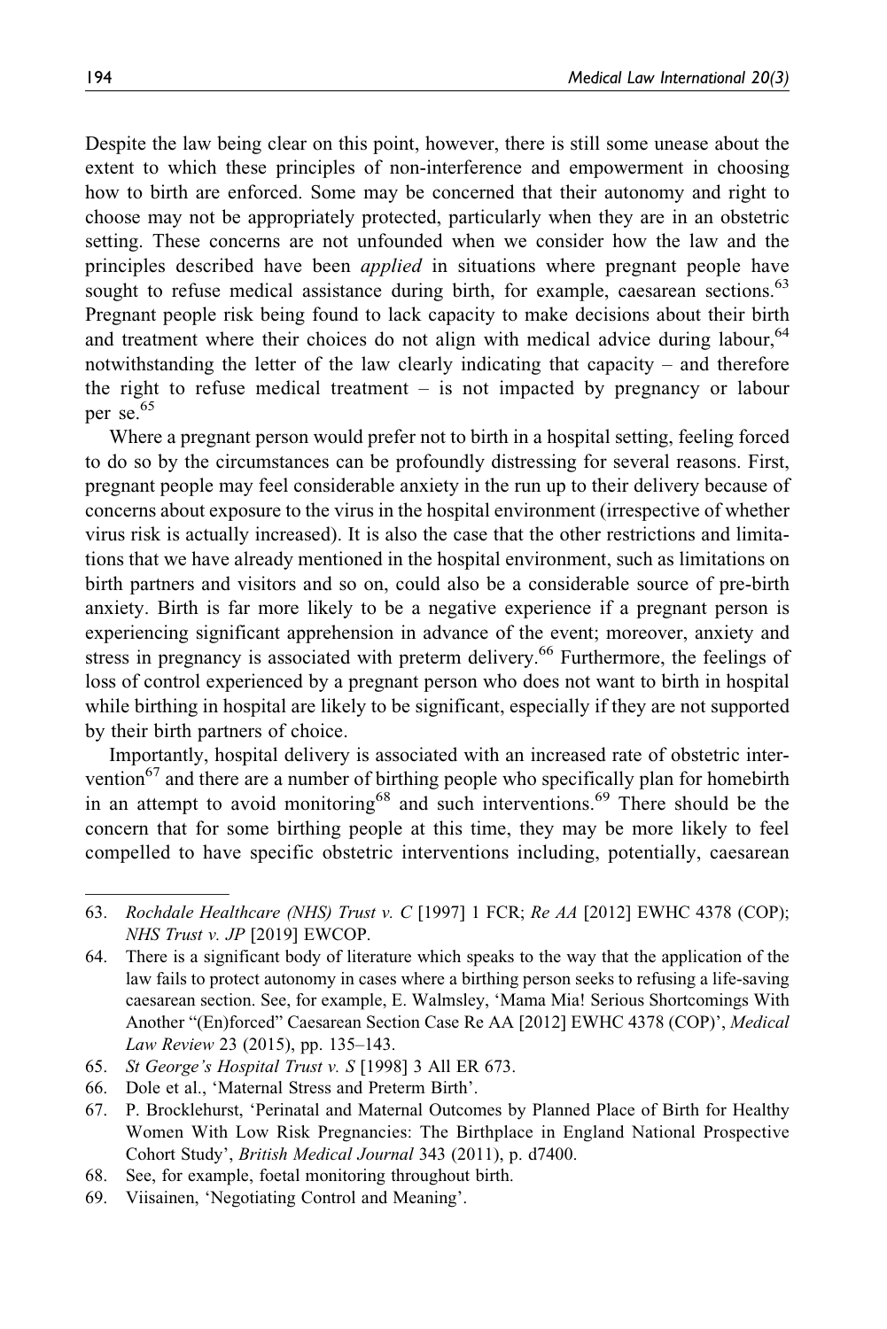Despite the law being clear on this point, however, there is still some unease about the extent to which these principles of non-interference and empowerment in choosing how to birth are enforced. Some may be concerned that their autonomy and right to choose may not be appropriately protected, particularly when they are in an obstetric setting. These concerns are not unfounded when we consider how the law and the principles described have been *applied* in situations where pregnant people have sought to refuse medical assistance during birth, for example, caesarean sections.[63] Pregnant people risk being found to lack capacity to make decisions about their birth and treatment where their choices do not align with medical advice during labour,[64] notwithstanding the letter of the law clearly indicating that capacity – and therefore the right to refuse medical treatment – is not impacted by pregnancy or labour per se.[65]

Where a pregnant person would prefer not to birth in a hospital setting, feeling forced to do so by the circumstances can be profoundly distressing for several reasons. First, pregnant people may feel considerable anxiety in the run up to their delivery because of concerns about exposure to the virus in the hospital environment (irrespective of whether virus risk is actually increased). It is also the case that the other restrictions and limitations that we have already mentioned in the hospital environment, such as limitations on birth partners and visitors and so on, could also be a considerable source of pre-birth anxiety. Birth is far more likely to be a negative experience if a pregnant person is experiencing significant apprehension in advance of the event; moreover, anxiety and stress in pregnancy is associated with preterm delivery.[66] Furthermore, the feelings of loss of control experienced by a pregnant person who does not want to birth in hospital while birthing in hospital are likely to be significant, especially if they are not supported by their birth partners of choice.

Importantly, hospital delivery is associated with an increased rate of obstetric intervention[67] and there are a number of birthing people who specifically plan for homebirth in an attempt to avoid monitoring[68] and such interventions.[69] There should be the concern that for some birthing people at this time, they may be more likely to feel compelled to have specific obstetric interventions including, potentially, caesarean

---

63. *Rochdale Healthcare (NHS) Trust v. C* [1997] 1 FCR; *Re AA* [2012] EWHC 4378 (COP); *NHS Trust v. JP* [2019] EWCOP.
64. There is a significant body of literature which speaks to the way that the application of the law fails to protect autonomy in cases where a birthing person seeks to refusing a life-saving caesarean section. See, for example, E. Walmsley, 'Mama Mia! Serious Shortcomings With Another "(En)forced" Caesarean Section Case Re AA [2012] EWHC 4378 (COP)', *Medical Law Review* 23 (2015), pp. 135–143.
65. *St George's Hospital Trust v. S* [1998] 3 All ER 673.
66. Dole et al., 'Maternal Stress and Preterm Birth'.
67. P. Brocklehurst, 'Perinatal and Maternal Outcomes by Planned Place of Birth for Healthy Women With Low Risk Pregnancies: The Birthplace in England National Prospective Cohort Study', *British Medical Journal* 343 (2011), p. d7400.
68. See, for example, foetal monitoring throughout birth.
69. Viisainen, 'Negotiating Control and Meaning'.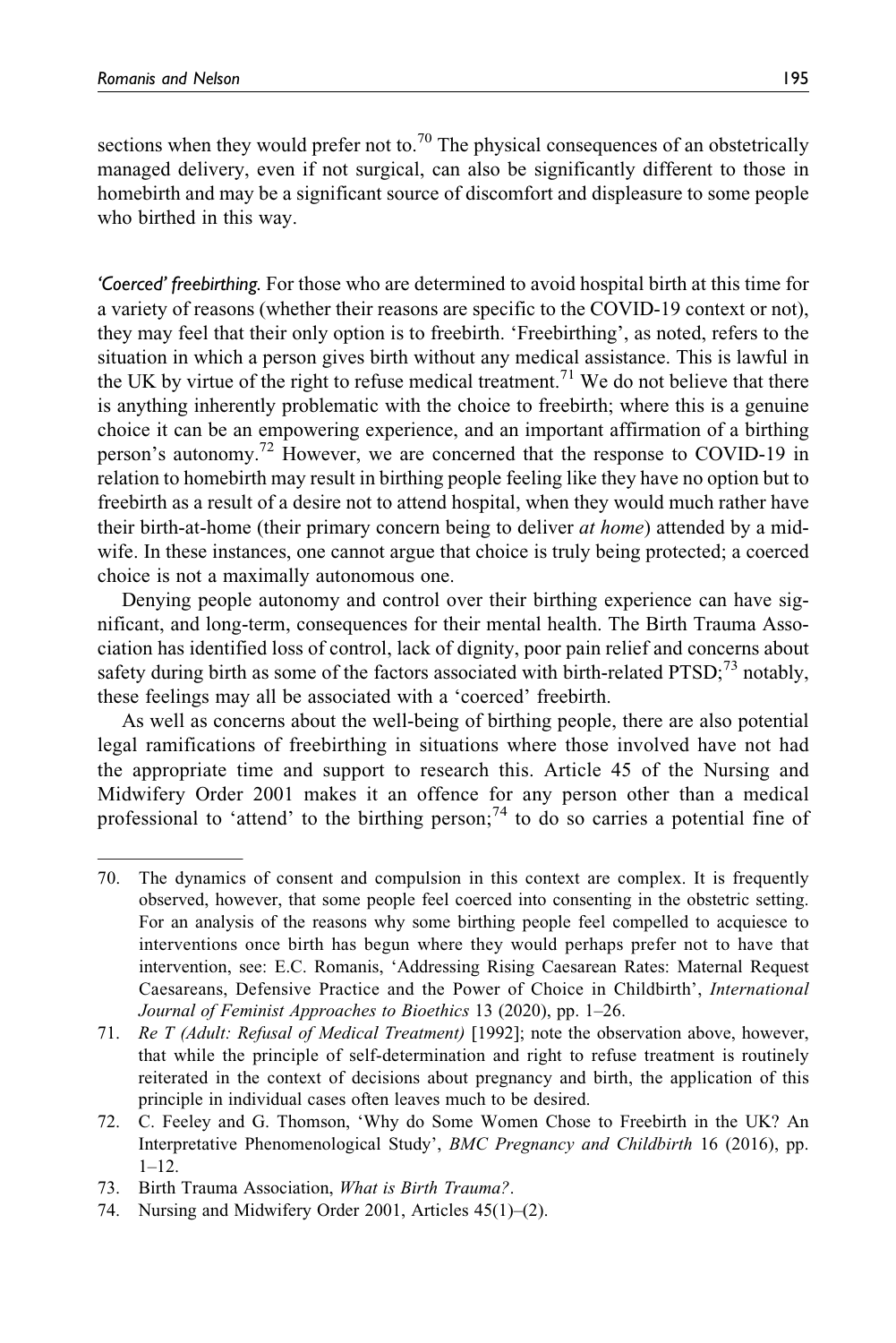sections when they would prefer not to.[70] The physical consequences of an obstetrically managed delivery, even if not surgical, can also be significantly different to those in homebirth and may be a significant source of discomfort and displeasure to some people who birthed in this way.

*'Coerced' freebirthing*. For those who are determined to avoid hospital birth at this time for a variety of reasons (whether their reasons are specific to the COVID-19 context or not), they may feel that their only option is to freebirth. 'Freebirthing', as noted, refers to the situation in which a person gives birth without any medical assistance. This is lawful in the UK by virtue of the right to refuse medical treatment.[71] We do not believe that there is anything inherently problematic with the choice to freebirth; where this is a genuine choice it can be an empowering experience, and an important affirmation of a birthing person's autonomy.[72] However, we are concerned that the response to COVID-19 in relation to homebirth may result in birthing people feeling like they have no option but to freebirth as a result of a desire not to attend hospital, when they would much rather have their birth-at-home (their primary concern being to deliver *at home*) attended by a midwife. In these instances, one cannot argue that choice is truly being protected; a coerced choice is not a maximally autonomous one.

Denying people autonomy and control over their birthing experience can have significant, and long-term, consequences for their mental health. The Birth Trauma Association has identified loss of control, lack of dignity, poor pain relief and concerns about safety during birth as some of the factors associated with birth-related PTSD;[73] notably, these feelings may all be associated with a 'coerced' freebirth.

As well as concerns about the well-being of birthing people, there are also potential legal ramifications of freebirthing in situations where those involved have not had the appropriate time and support to research this. Article 45 of the Nursing and Midwifery Order 2001 makes it an offence for any person other than a medical professional to 'attend' to the birthing person;[74] to do so carries a potential fine of

---

70. The dynamics of consent and compulsion in this context are complex. It is frequently observed, however, that some people feel coerced into consenting in the obstetric setting. For an analysis of the reasons why some birthing people feel compelled to acquiesce to interventions once birth has begun where they would perhaps prefer not to have that intervention, see: E.C. Romanis, 'Addressing Rising Caesarean Rates: Maternal Request Caesareans, Defensive Practice and the Power of Choice in Childbirth', *International Journal of Feminist Approaches to Bioethics* 13 (2020), pp. 1–26.
71. *Re T (Adult: Refusal of Medical Treatment)* [1992]; note the observation above, however, that while the principle of self-determination and right to refuse treatment is routinely reiterated in the context of decisions about pregnancy and birth, the application of this principle in individual cases often leaves much to be desired.
72. C. Feeley and G. Thomson, 'Why do Some Women Chose to Freebirth in the UK? An Interpretative Phenomenological Study', *BMC Pregnancy and Childbirth* 16 (2016), pp. 1–12.
73. Birth Trauma Association, *What is Birth Trauma?*.
74. Nursing and Midwifery Order 2001, Articles 45(1)–(2).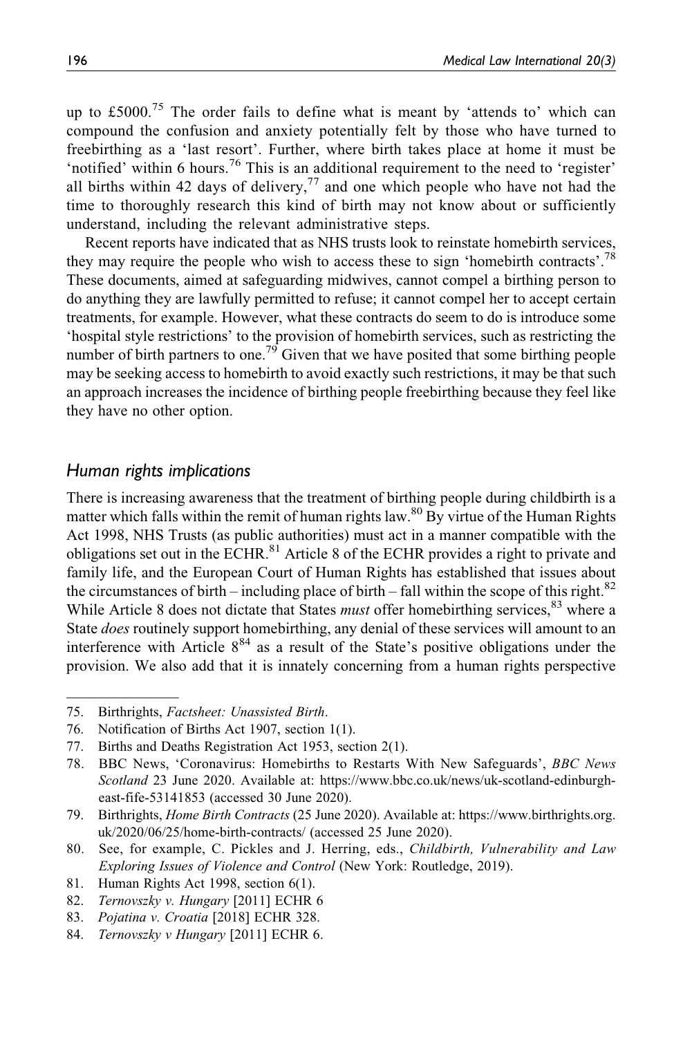up to £5000.[75] The order fails to define what is meant by 'attends to' which can compound the confusion and anxiety potentially felt by those who have turned to freebirthing as a 'last resort'. Further, where birth takes place at home it must be 'notified' within 6 hours.[76] This is an additional requirement to the need to 'register' all births within 42 days of delivery,[77] and one which people who have not had the time to thoroughly research this kind of birth may not know about or sufficiently understand, including the relevant administrative steps.

Recent reports have indicated that as NHS trusts look to reinstate homebirth services, they may require the people who wish to access these to sign 'homebirth contracts'.[78] These documents, aimed at safeguarding midwives, cannot compel a birthing person to do anything they are lawfully permitted to refuse; it cannot compel her to accept certain treatments, for example. However, what these contracts do seem to do is introduce some 'hospital style restrictions' to the provision of homebirth services, such as restricting the number of birth partners to one.[79] Given that we have posited that some birthing people may be seeking access to homebirth to avoid exactly such restrictions, it may be that such an approach increases the incidence of birthing people freebirthing because they feel like they have no other option.

## Human rights implications

There is increasing awareness that the treatment of birthing people during childbirth is a matter which falls within the remit of human rights law.[80] By virtue of the Human Rights Act 1998, NHS Trusts (as public authorities) must act in a manner compatible with the obligations set out in the ECHR.[81] Article 8 of the ECHR provides a right to private and family life, and the European Court of Human Rights has established that issues about the circumstances of birth – including place of birth – fall within the scope of this right.[82] While Article 8 does not dictate that States *must* offer homebirthing services,[83] where a State *does* routinely support homebirthing, any denial of these services will amount to an interference with Article 8[84] as a result of the State's positive obligations under the provision. We also add that it is innately concerning from a human rights perspective

75. Birthrights, *Factsheet: Unassisted Birth*.
76. Notification of Births Act 1907, section 1(1).
77. Births and Deaths Registration Act 1953, section 2(1).
78. BBC News, 'Coronavirus: Homebirths to Restarts With New Safeguards', *BBC News Scotland* 23 June 2020. Available at: https://www.bbc.co.uk/news/uk-scotland-edinburgh-east-fife-53141853 (accessed 30 June 2020).
79. Birthrights, *Home Birth Contracts* (25 June 2020). Available at: https://www.birthrights.org.uk/2020/06/25/home-birth-contracts/ (accessed 25 June 2020).
80. See, for example, C. Pickles and J. Herring, eds., *Childbirth, Vulnerability and Law Exploring Issues of Violence and Control* (New York: Routledge, 2019).
81. Human Rights Act 1998, section 6(1).
82. *Ternovszky v. Hungary* [2011] ECHR 6
83. *Pojatina v. Croatia* [2018] ECHR 328.
84. *Ternovszky v Hungary* [2011] ECHR 6.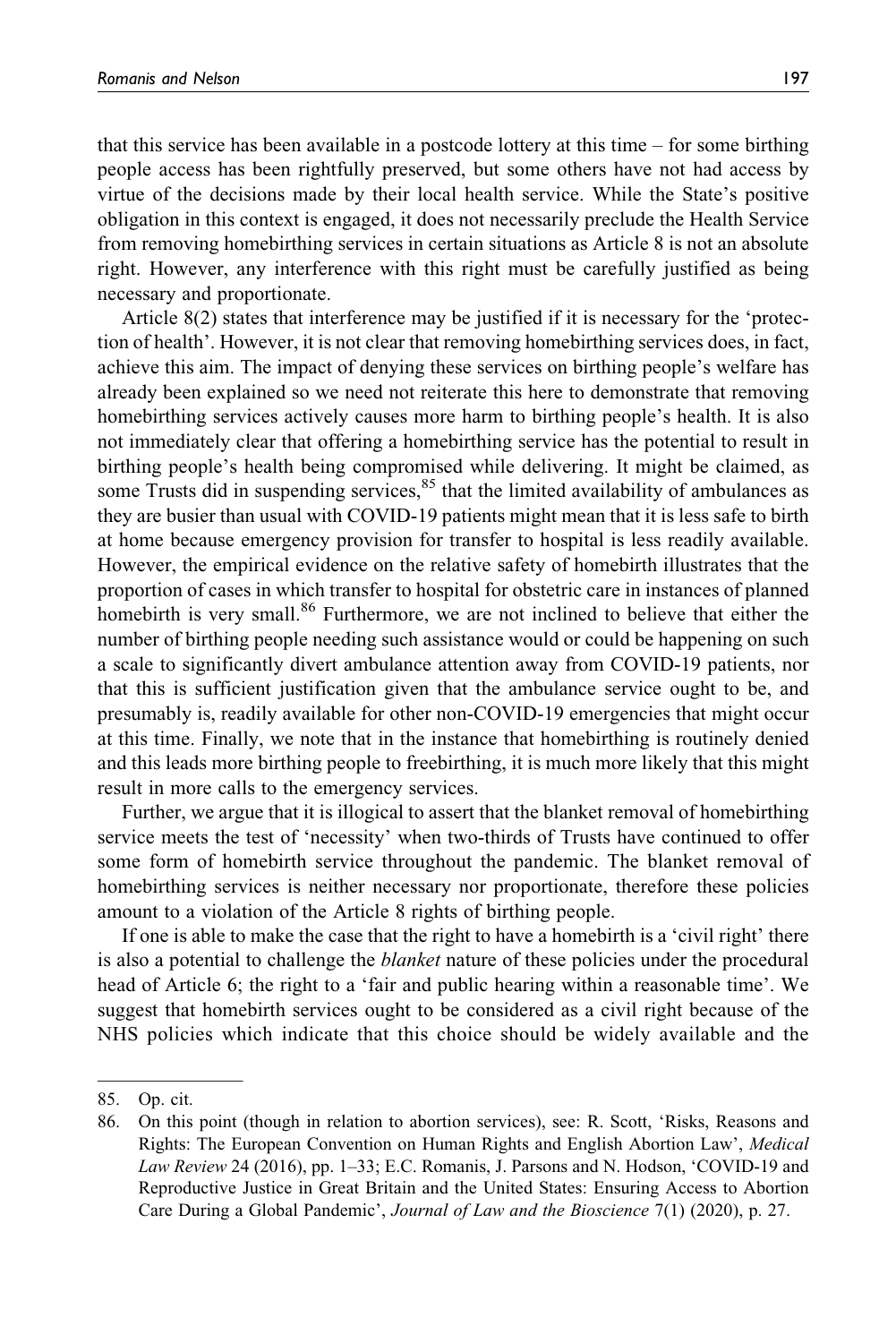that this service has been available in a postcode lottery at this time – for some birthing people access has been rightfully preserved, but some others have not had access by virtue of the decisions made by their local health service. While the State's positive obligation in this context is engaged, it does not necessarily preclude the Health Service from removing homebirthing services in certain situations as Article 8 is not an absolute right. However, any interference with this right must be carefully justified as being necessary and proportionate.

Article 8(2) states that interference may be justified if it is necessary for the 'protection of health'. However, it is not clear that removing homebirthing services does, in fact, achieve this aim. The impact of denying these services on birthing people's welfare has already been explained so we need not reiterate this here to demonstrate that removing homebirthing services actively causes more harm to birthing people's health. It is also not immediately clear that offering a homebirthing service has the potential to result in birthing people's health being compromised while delivering. It might be claimed, as some Trusts did in suspending services,[85] that the limited availability of ambulances as they are busier than usual with COVID-19 patients might mean that it is less safe to birth at home because emergency provision for transfer to hospital is less readily available. However, the empirical evidence on the relative safety of homebirth illustrates that the proportion of cases in which transfer to hospital for obstetric care in instances of planned homebirth is very small.[86] Furthermore, we are not inclined to believe that either the number of birthing people needing such assistance would or could be happening on such a scale to significantly divert ambulance attention away from COVID-19 patients, nor that this is sufficient justification given that the ambulance service ought to be, and presumably is, readily available for other non-COVID-19 emergencies that might occur at this time. Finally, we note that in the instance that homebirthing is routinely denied and this leads more birthing people to freebirthing, it is much more likely that this might result in more calls to the emergency services.

Further, we argue that it is illogical to assert that the blanket removal of homebirthing service meets the test of 'necessity' when two-thirds of Trusts have continued to offer some form of homebirth service throughout the pandemic. The blanket removal of homebirthing services is neither necessary nor proportionate, therefore these policies amount to a violation of the Article 8 rights of birthing people.

If one is able to make the case that the right to have a homebirth is a 'civil right' there is also a potential to challenge the *blanket* nature of these policies under the procedural head of Article 6; the right to a 'fair and public hearing within a reasonable time'. We suggest that homebirth services ought to be considered as a civil right because of the NHS policies which indicate that this choice should be widely available and the

---

85. Op. cit.
86. On this point (though in relation to abortion services), see: R. Scott, 'Risks, Reasons and Rights: The European Convention on Human Rights and English Abortion Law', *Medical Law Review* 24 (2016), pp. 1–33; E.C. Romanis, J. Parsons and N. Hodson, 'COVID-19 and Reproductive Justice in Great Britain and the United States: Ensuring Access to Abortion Care During a Global Pandemic', *Journal of Law and the Bioscience* 7(1) (2020), p. 27.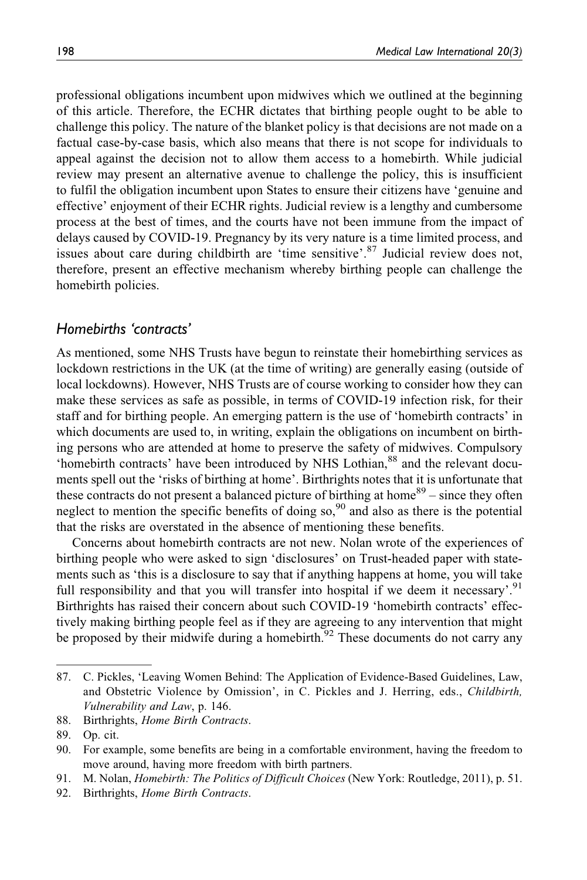professional obligations incumbent upon midwives which we outlined at the beginning of this article. Therefore, the ECHR dictates that birthing people ought to be able to challenge this policy. The nature of the blanket policy is that decisions are not made on a factual case-by-case basis, which also means that there is not scope for individuals to appeal against the decision not to allow them access to a homebirth. While judicial review may present an alternative avenue to challenge the policy, this is insufficient to fulfil the obligation incumbent upon States to ensure their citizens have 'genuine and effective' enjoyment of their ECHR rights. Judicial review is a lengthy and cumbersome process at the best of times, and the courts have not been immune from the impact of delays caused by COVID-19. Pregnancy by its very nature is a time limited process, and issues about care during childbirth are 'time sensitive'.[87] Judicial review does not, therefore, present an effective mechanism whereby birthing people can challenge the homebirth policies.

## *Homebirths 'contracts'*

As mentioned, some NHS Trusts have begun to reinstate their homebirthing services as lockdown restrictions in the UK (at the time of writing) are generally easing (outside of local lockdowns). However, NHS Trusts are of course working to consider how they can make these services as safe as possible, in terms of COVID-19 infection risk, for their staff and for birthing people. An emerging pattern is the use of 'homebirth contracts' in which documents are used to, in writing, explain the obligations on incumbent on birthing persons who are attended at home to preserve the safety of midwives. Compulsory 'homebirth contracts' have been introduced by NHS Lothian,[88] and the relevant documents spell out the 'risks of birthing at home'. Birthrights notes that it is unfortunate that these contracts do not present a balanced picture of birthing at home[89] – since they often neglect to mention the specific benefits of doing so,[90] and also as there is the potential that the risks are overstated in the absence of mentioning these benefits.

Concerns about homebirth contracts are not new. Nolan wrote of the experiences of birthing people who were asked to sign 'disclosures' on Trust-headed paper with statements such as 'this is a disclosure to say that if anything happens at home, you will take full responsibility and that you will transfer into hospital if we deem it necessary'.[91] Birthrights has raised their concern about such COVID-19 'homebirth contracts' effectively making birthing people feel as if they are agreeing to any intervention that might be proposed by their midwife during a homebirth.[92] These documents do not carry any

87. C. Pickles, 'Leaving Women Behind: The Application of Evidence-Based Guidelines, Law, and Obstetric Violence by Omission', in C. Pickles and J. Herring, eds., *Childbirth, Vulnerability and Law*, p. 146.
88. Birthrights, *Home Birth Contracts*.
89. Op. cit.
90. For example, some benefits are being in a comfortable environment, having the freedom to move around, having more freedom with birth partners.
91. M. Nolan, *Homebirth: The Politics of Difficult Choices* (New York: Routledge, 2011), p. 51.
92. Birthrights, *Home Birth Contracts*.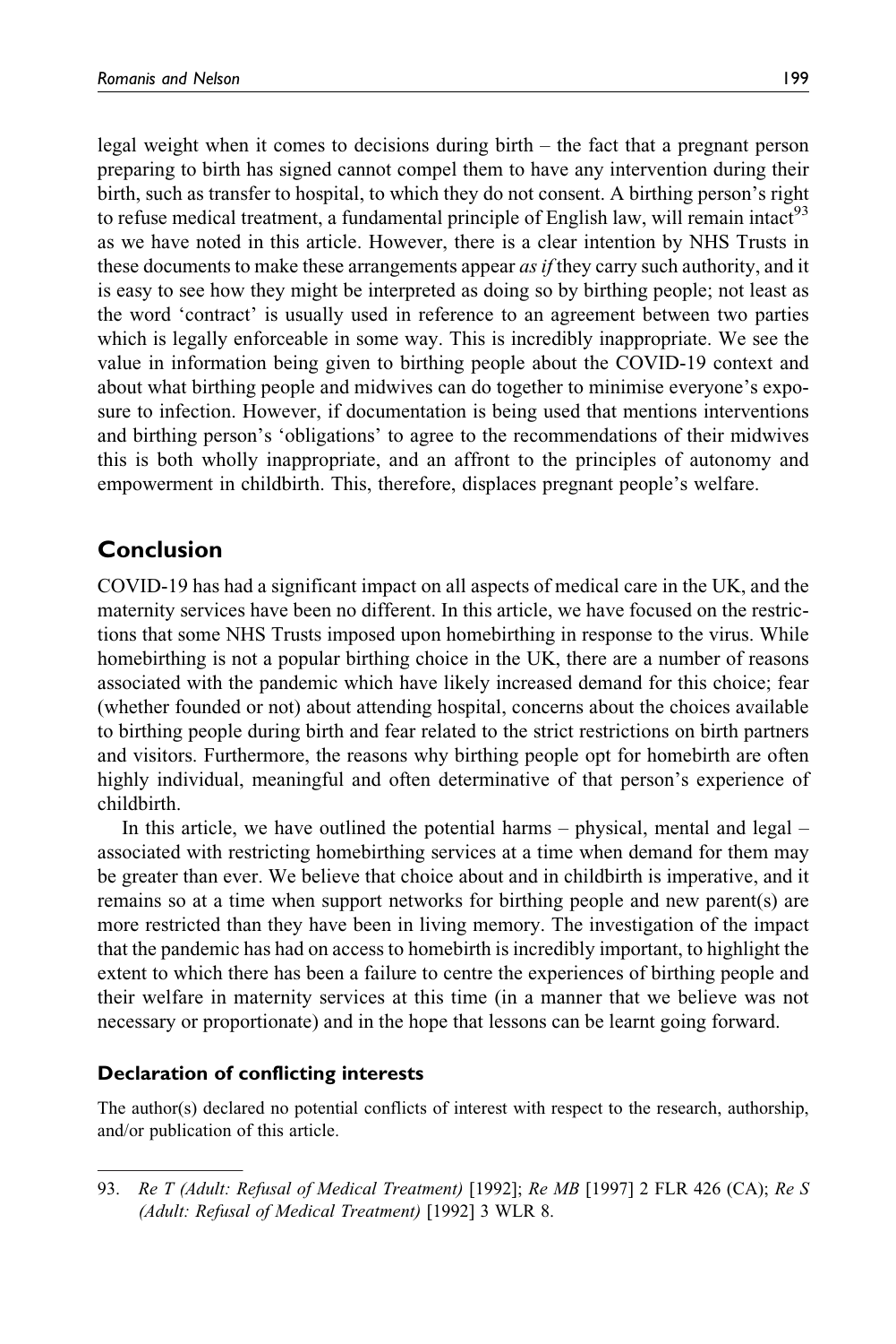legal weight when it comes to decisions during birth – the fact that a pregnant person preparing to birth has signed cannot compel them to have any intervention during their birth, such as transfer to hospital, to which they do not consent. A birthing person's right to refuse medical treatment, a fundamental principle of English law, will remain intact[93] as we have noted in this article. However, there is a clear intention by NHS Trusts in these documents to make these arrangements appear *as if* they carry such authority, and it is easy to see how they might be interpreted as doing so by birthing people; not least as the word 'contract' is usually used in reference to an agreement between two parties which is legally enforceable in some way. This is incredibly inappropriate. We see the value in information being given to birthing people about the COVID-19 context and about what birthing people and midwives can do together to minimise everyone's exposure to infection. However, if documentation is being used that mentions interventions and birthing person's 'obligations' to agree to the recommendations of their midwives this is both wholly inappropriate, and an affront to the principles of autonomy and empowerment in childbirth. This, therefore, displaces pregnant people's welfare.

## Conclusion

COVID-19 has had a significant impact on all aspects of medical care in the UK, and the maternity services have been no different. In this article, we have focused on the restrictions that some NHS Trusts imposed upon homebirthing in response to the virus. While homebirthing is not a popular birthing choice in the UK, there are a number of reasons associated with the pandemic which have likely increased demand for this choice; fear (whether founded or not) about attending hospital, concerns about the choices available to birthing people during birth and fear related to the strict restrictions on birth partners and visitors. Furthermore, the reasons why birthing people opt for homebirth are often highly individual, meaningful and often determinative of that person's experience of childbirth.

In this article, we have outlined the potential harms – physical, mental and legal – associated with restricting homebirthing services at a time when demand for them may be greater than ever. We believe that choice about and in childbirth is imperative, and it remains so at a time when support networks for birthing people and new parent(s) are more restricted than they have been in living memory. The investigation of the impact that the pandemic has had on access to homebirth is incredibly important, to highlight the extent to which there has been a failure to centre the experiences of birthing people and their welfare in maternity services at this time (in a manner that we believe was not necessary or proportionate) and in the hope that lessons can be learnt going forward.

### Declaration of conflicting interests

The author(s) declared no potential conflicts of interest with respect to the research, authorship, and/or publication of this article.

---

93. *Re T (Adult: Refusal of Medical Treatment)* [1992]; *Re MB* [1997] 2 FLR 426 (CA); *Re S (Adult: Refusal of Medical Treatment)* [1992] 3 WLR 8.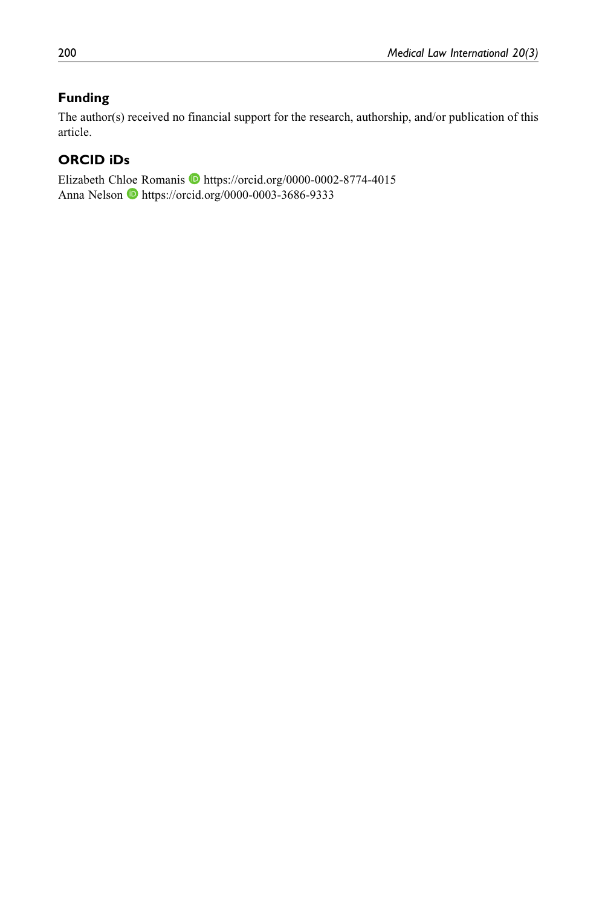## Funding

The author(s) received no financial support for the research, authorship, and/or publication of this article.

## ORCID iDs

Elizabeth Chloe Romanis https://orcid.org/0000-0002-8774-4015
Anna Nelson https://orcid.org/0000-0003-3686-9333